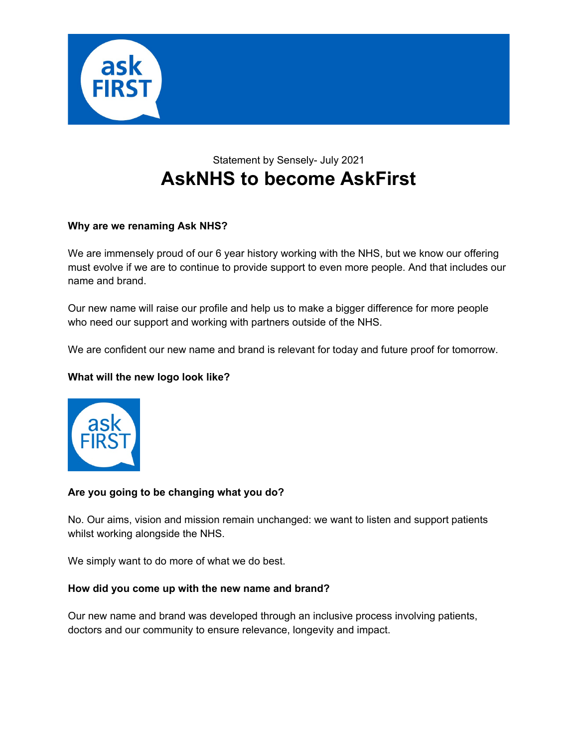Statement by Sensely- July 2021

# AskNHS to become AskFirst

**Why are we renaming Ask NHS?**

We are immensely proud of our 6 year history working with the NHS, but we know our offering must evolve if we are to continue to provide support to even more people. And that includes our name and brand.

Our new name will raise our profile and help us to make a bigger difference for more people who need our support and working with partners outside of the NHS.

We are confident our new name and brand is relevant for today and future proof for tomorrow.

**What will the new logo look like?**

**Are you going to be changing what you do?**

No. Our aims, vision and mission remain unchanged: we want to listen and support patients whilst working alongside the NHS.

We simply want to do more of what we do best.

**How did you come up with the new name and brand?**

Our new name and brand was developed through an inclusive process involving patients, doctors and our community to ensure relevance, longevity and impact.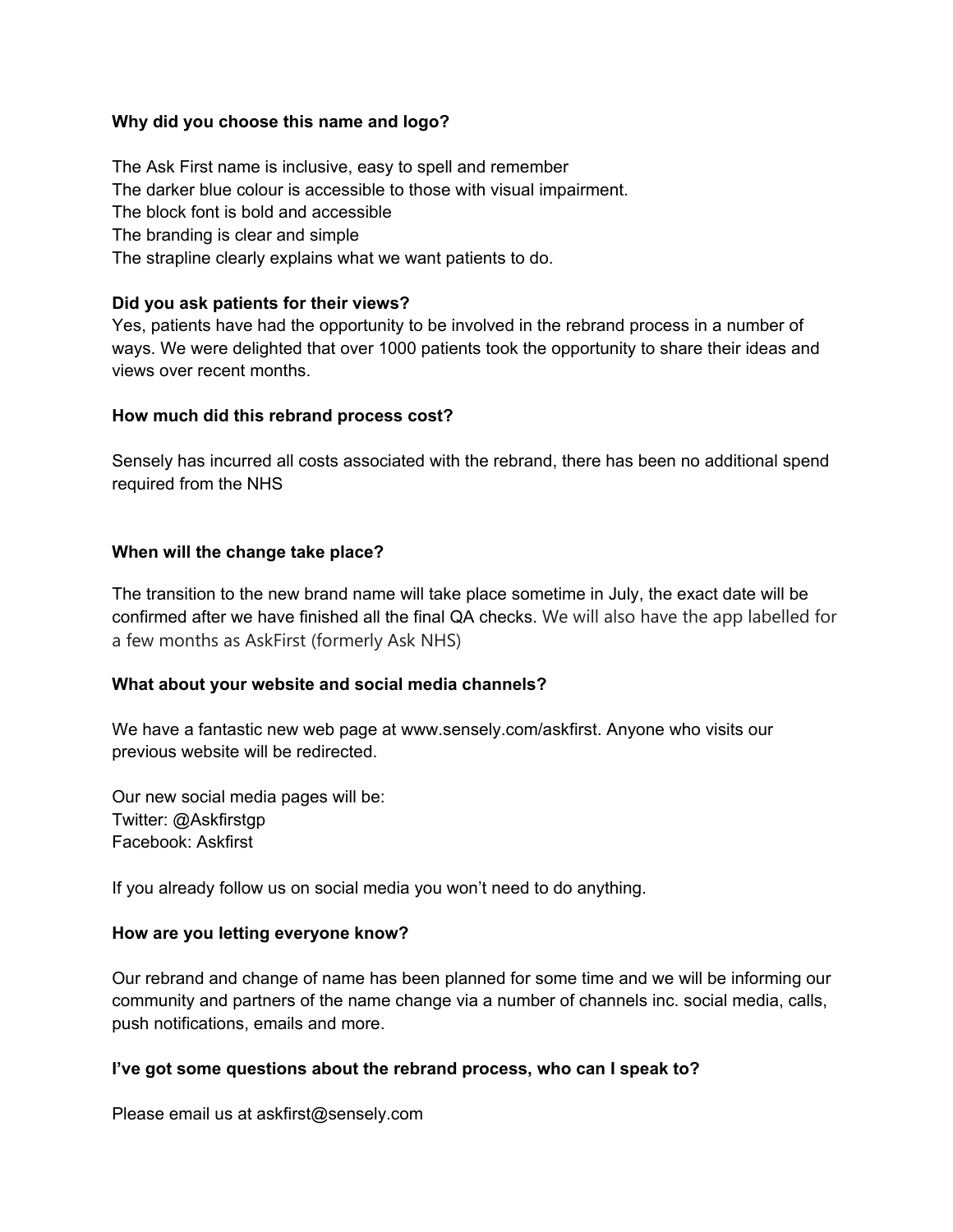**Why did you choose this name and logo?**

The Ask First name is inclusive, easy to spell and remember
The darker blue colour is accessible to those with visual impairment.
The block font is bold and accessible
The branding is clear and simple
The strapline clearly explains what we want patients to do.

**Did you ask patients for their views?**

Yes, patients have had the opportunity to be involved in the rebrand process in a number of ways. We were delighted that over 1000 patients took the opportunity to share their ideas and views over recent months.

**How much did this rebrand process cost?**

Sensely has incurred all costs associated with the rebrand, there has been no additional spend required from the NHS

**When will the change take place?**

The transition to the new brand name will take place sometime in July, the exact date will be confirmed after we have finished all the final QA checks. We will also have the app labelled for a few months as AskFirst (formerly Ask NHS)

**What about your website and social media channels?**

We have a fantastic new web page at www.sensely.com/askfirst. Anyone who visits our previous website will be redirected.

Our new social media pages will be:
Twitter: @Askfirstgp
Facebook: Askfirst

If you already follow us on social media you won't need to do anything.

**How are you letting everyone know?**

Our rebrand and change of name has been planned for some time and we will be informing our community and partners of the name change via a number of channels inc. social media, calls, push notifications, emails and more.

**I've got some questions about the rebrand process, who can I speak to?**

Please email us at askfirst@sensely.com